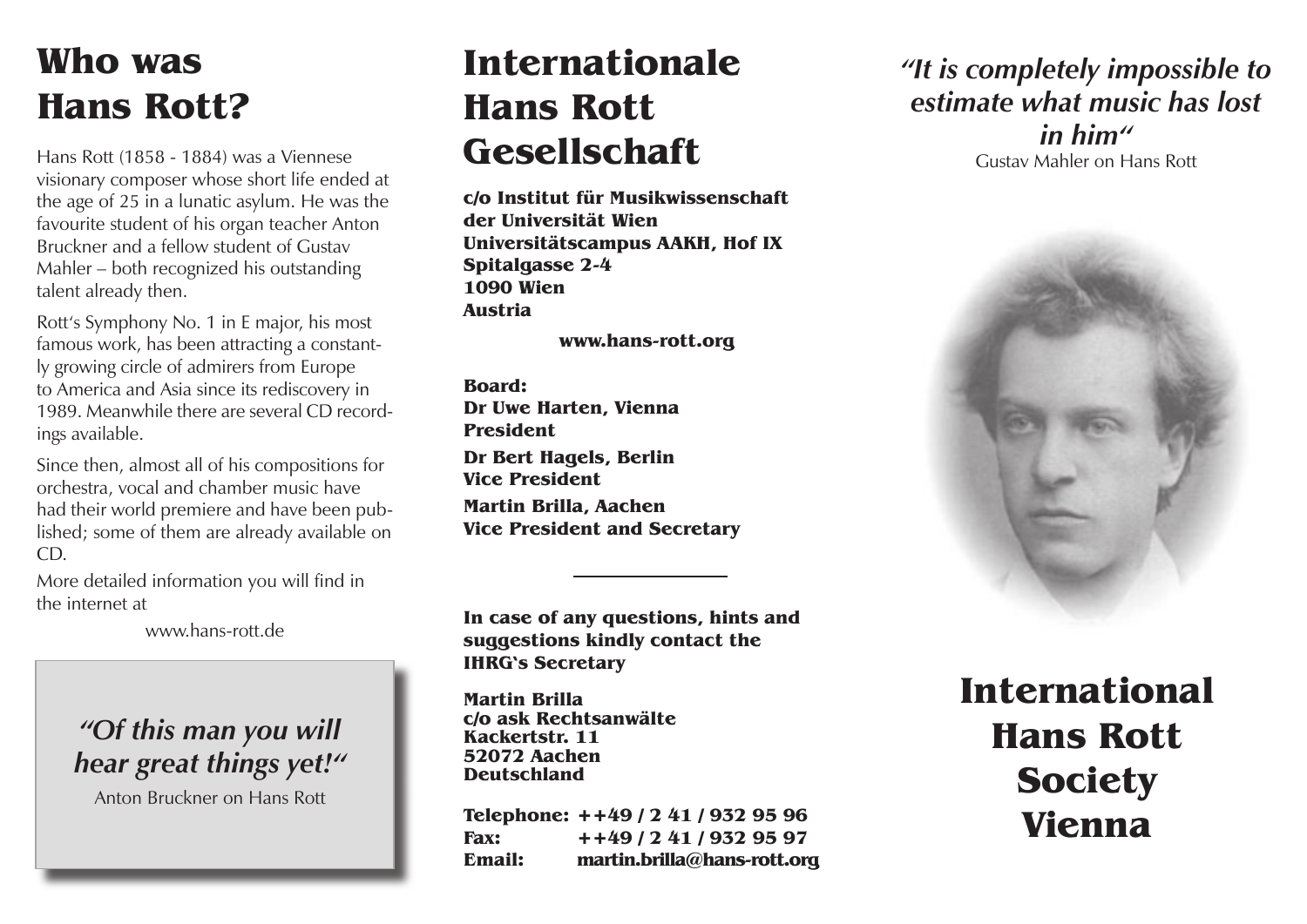# Who was Hans Rott?

Hans Rott (1858 - 1884) was a Viennese visionary composer whose short life ended at the age of 25 in a lunatic asylum. He was the favourite student of his organ teacher Anton Bruckner and a fellow student of Gustav Mahler – both recognized his outstanding talent already then.

Rott's Symphony No. 1 in E major, his most famous work, has been attracting a constantly growing circle of admirers from Europe to America and Asia since its rediscovery in 1989. Meanwhile there are several CD recordings available.

Since then, almost all of his compositions for orchestra, vocal and chamber music have had their world premiere and have been published; some of them are already available on CD.

More detailed information you will find in the internet at

www.hans-rott.de

> ***"Of this man you will hear great things yet!"***
>
> Anton Bruckner on Hans Rott

# Internationale Hans Rott Gesellschaft

**c/o Institut für Musikwissenschaft der Universität Wien**
**Universitätscampus AAKH, Hof IX**
**Spitalgasse 2-4**
**1090 Wien**
**Austria**

**www.hans-rott.org**

**Board:**

**Dr Uwe Harten, Vienna**
**President**

**Dr Bert Hagels, Berlin**
**Vice President**

**Martin Brilla, Aachen**
**Vice President and Secretary**

---

**In case of any questions, hints and suggestions kindly contact the IHRG's Secretary**

**Martin Brilla**
**c/o ask Rechtsanwälte**
**Kackertstr. 11**
**52072 Aachen**
**Deutschland**

**Telephone:** **++49 / 2 41 / 932 95 96**
**Fax:** **++49 / 2 41 / 932 95 97**
**Email:** **martin.brilla@hans-rott.org**

***"It is completely impossible to estimate what music has lost in him"***

Gustav Mahler on Hans Rott

# International Hans Rott Society Vienna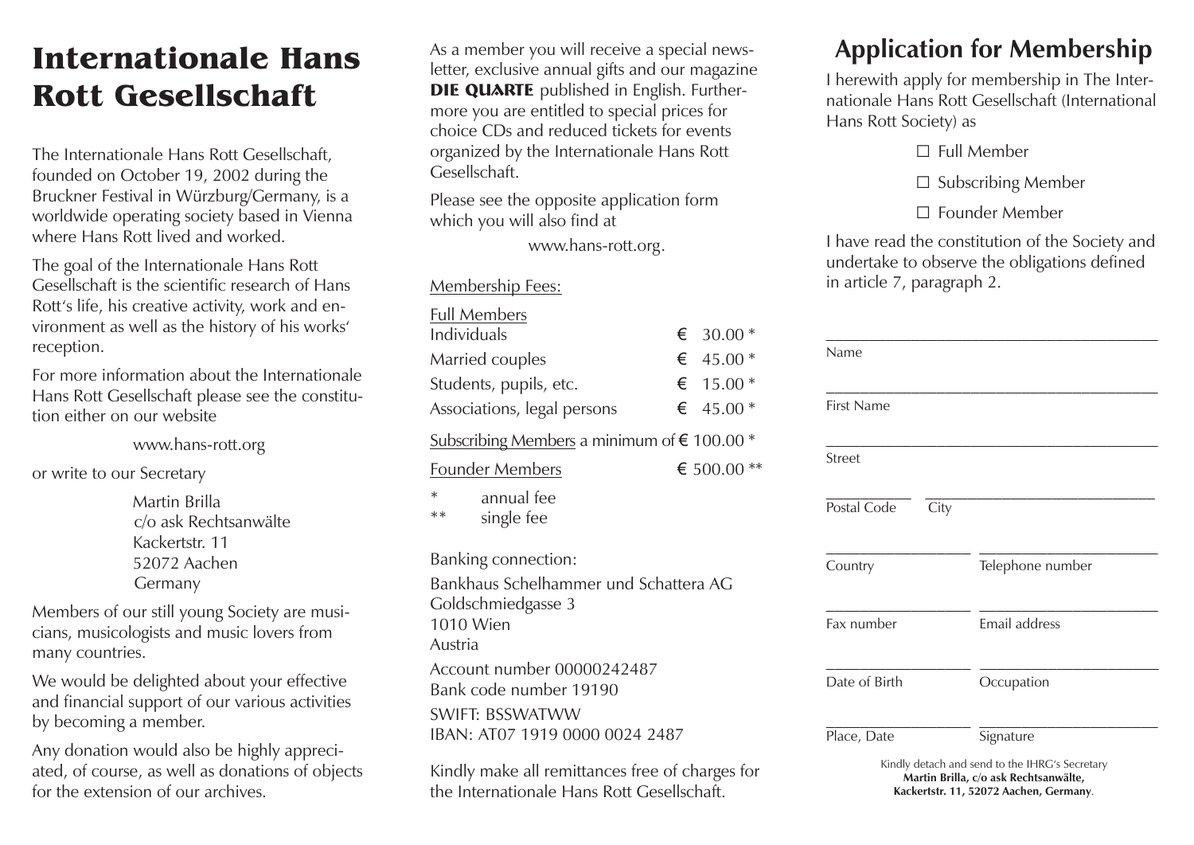# Internationale Hans Rott Gesellschaft

The Internationale Hans Rott Gesellschaft, founded on October 19, 2002 during the Bruckner Festival in Würzburg/Germany, is a worldwide operating society based in Vienna where Hans Rott lived and worked.

The goal of the Internationale Hans Rott Gesellschaft is the scientific research of Hans Rott's life, his creative activity, work and environment as well as the history of his works' reception.

For more information about the Internationale Hans Rott Gesellschaft please see the constitution either on our website

www.hans-rott.org

or write to our Secretary

Martin Brilla
c/o ask Rechtsanwälte
Kackertstr. 11
52072 Aachen
Germany

Members of our still young Society are musicians, musicologists and music lovers from many countries.

We would be delighted about your effective and financial support of our various activities by becoming a member.

Any donation would also be highly appreciated, of course, as well as donations of objects for the extension of our archives.

As a member you will receive a special newsletter, exclusive annual gifts and our magazine **DIE QUARTE** published in English. Furthermore you are entitled to special prices for choice CDs and reduced tickets for events organized by the Internationale Hans Rott Gesellschaft.

Please see the opposite application form which you will also find at

www.hans-rott.org.

Membership Fees:

| | |
|---|---|
| Full Members | |
| Individuals | € 30.00 * |
| Married couples | € 45.00 * |
| Students, pupils, etc. | € 15.00 * |
| Associations, legal persons | € 45.00 * |
| Subscribing Members a minimum of | € 100.00 * |
| Founder Members | € 500.00 ** |

\* annual fee
\** single fee

Banking connection:

Bankhaus Schelhammer und Schattera AG
Goldschmiedgasse 3
1010 Wien
Austria

Account number 00000242487
Bank code number 19190

SWIFT: BSSWATWW
IBAN: AT07 1919 0000 0024 2487

Kindly make all remittances free of charges for the Internationale Hans Rott Gesellschaft.

## Application for Membership

I herewith apply for membership in The Internationale Hans Rott Gesellschaft (International Hans Rott Society) as

☐ Full Member

☐ Subscribing Member

☐ Founder Member

I have read the constitution of the Society and undertake to observe the obligations defined in article 7, paragraph 2.

\_\_\_\_\_\_\_\_\_\_\_\_\_\_\_\_\_\_\_\_\_\_\_\_\_\_\_\_\_\_
Name

\_\_\_\_\_\_\_\_\_\_\_\_\_\_\_\_\_\_\_\_\_\_\_\_\_\_\_\_\_\_
First Name

\_\_\_\_\_\_\_\_\_\_\_\_\_\_\_\_\_\_\_\_\_\_\_\_\_\_\_\_\_\_
Street

\_\_\_\_\_\_\_\_ \_\_\_\_\_\_\_\_\_\_\_\_\_\_\_\_\_\_\_\_
Postal Code City

\_\_\_\_\_\_\_\_\_\_\_\_\_\_ \_\_\_\_\_\_\_\_\_\_\_\_\_\_
Country Telephone number

\_\_\_\_\_\_\_\_\_\_\_\_\_\_ \_\_\_\_\_\_\_\_\_\_\_\_\_\_
Fax number Email address

\_\_\_\_\_\_\_\_\_\_\_\_\_\_ \_\_\_\_\_\_\_\_\_\_\_\_\_\_
Date of Birth Occupation

\_\_\_\_\_\_\_\_\_\_\_\_\_\_ \_\_\_\_\_\_\_\_\_\_\_\_\_\_
Place, Date Signature

Kindly detach and send to the IHRG's Secretary
**Martin Brilla, c/o ask Rechtsanwälte, Kackertstr. 11, 52072 Aachen, Germany**.